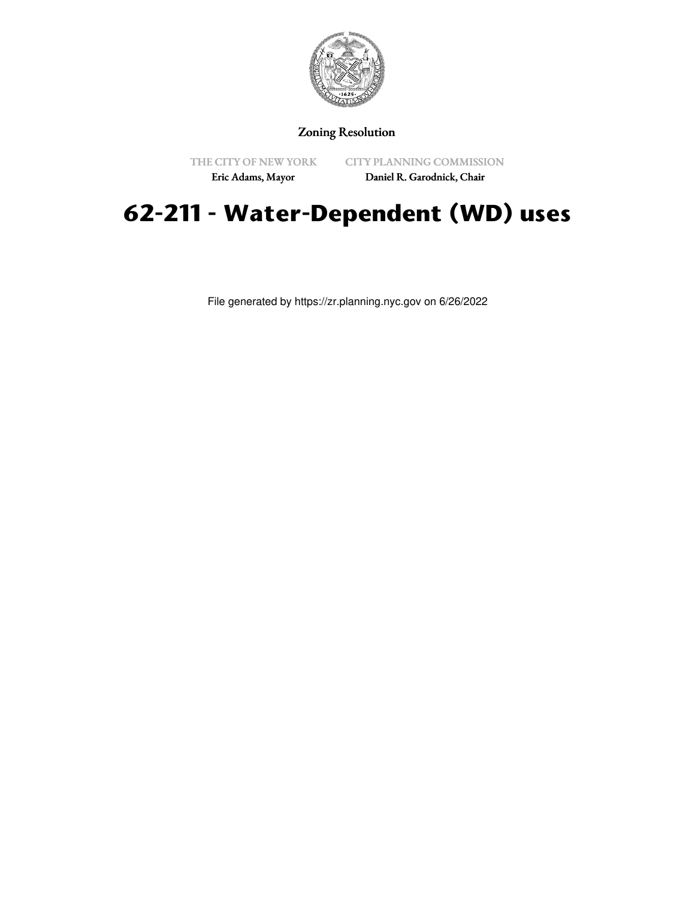Zoning Resolution

THE CITY OF NEW YORK
Eric Adams, Mayor

CITY PLANNING COMMISSION
Daniel R. Garodnick, Chair

# 62-211 - Water-Dependent (WD) uses

File generated by https://zr.planning.nyc.gov on 6/26/2022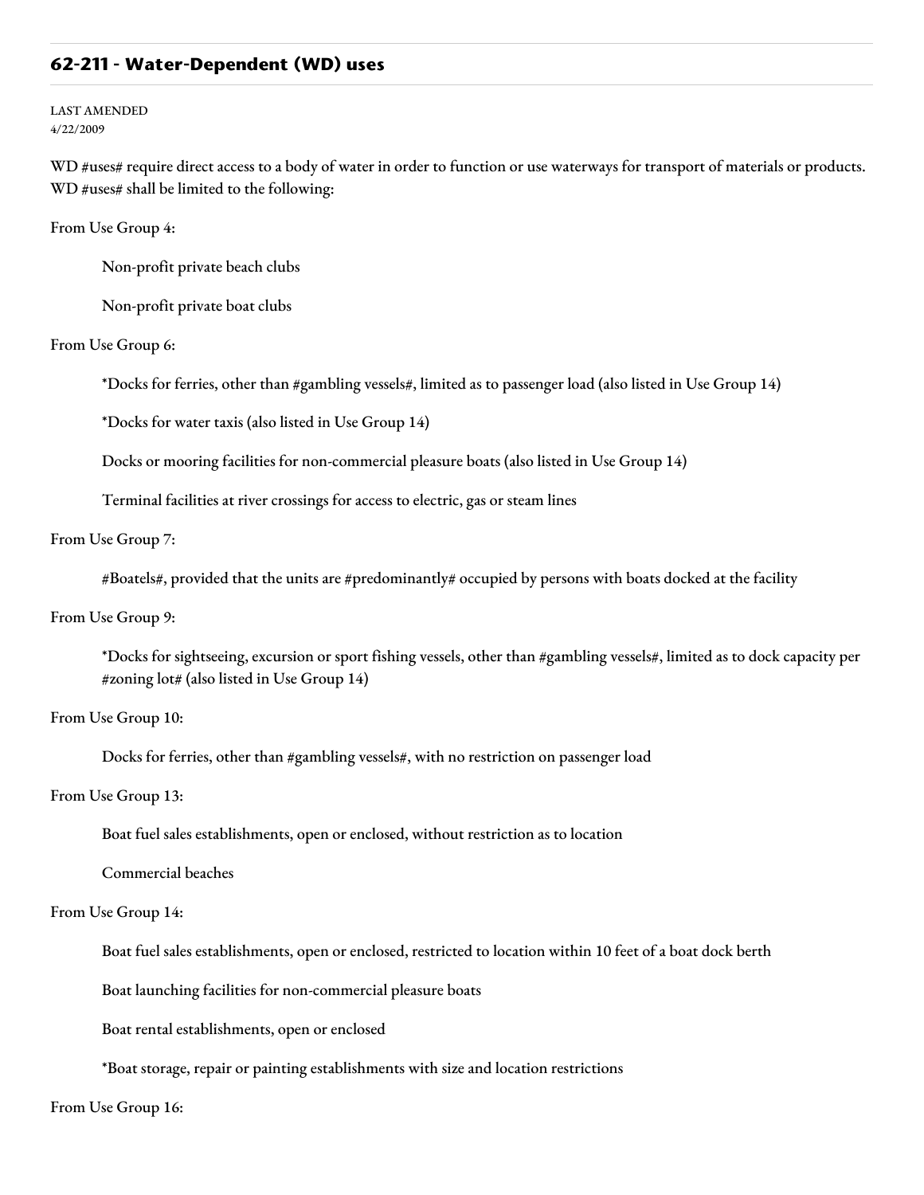## 62-211 - Water-Dependent (WD) uses

LAST AMENDED
4/22/2009

WD #uses# require direct access to a body of water in order to function or use waterways for transport of materials or products. WD #uses# shall be limited to the following:

From Use Group 4:

Non-profit private beach clubs

Non-profit private boat clubs

From Use Group 6:

*Docks for ferries, other than #gambling vessels#, limited as to passenger load (also listed in Use Group 14)

*Docks for water taxis (also listed in Use Group 14)

Docks or mooring facilities for non-commercial pleasure boats (also listed in Use Group 14)

Terminal facilities at river crossings for access to electric, gas or steam lines

From Use Group 7:

#Boatels#, provided that the units are #predominantly# occupied by persons with boats docked at the facility

From Use Group 9:

*Docks for sightseeing, excursion or sport fishing vessels, other than #gambling vessels#, limited as to dock capacity per #zoning lot# (also listed in Use Group 14)

From Use Group 10:

Docks for ferries, other than #gambling vessels#, with no restriction on passenger load

From Use Group 13:

Boat fuel sales establishments, open or enclosed, without restriction as to location

Commercial beaches

From Use Group 14:

Boat fuel sales establishments, open or enclosed, restricted to location within 10 feet of a boat dock berth

Boat launching facilities for non-commercial pleasure boats

Boat rental establishments, open or enclosed

*Boat storage, repair or painting establishments with size and location restrictions

From Use Group 16: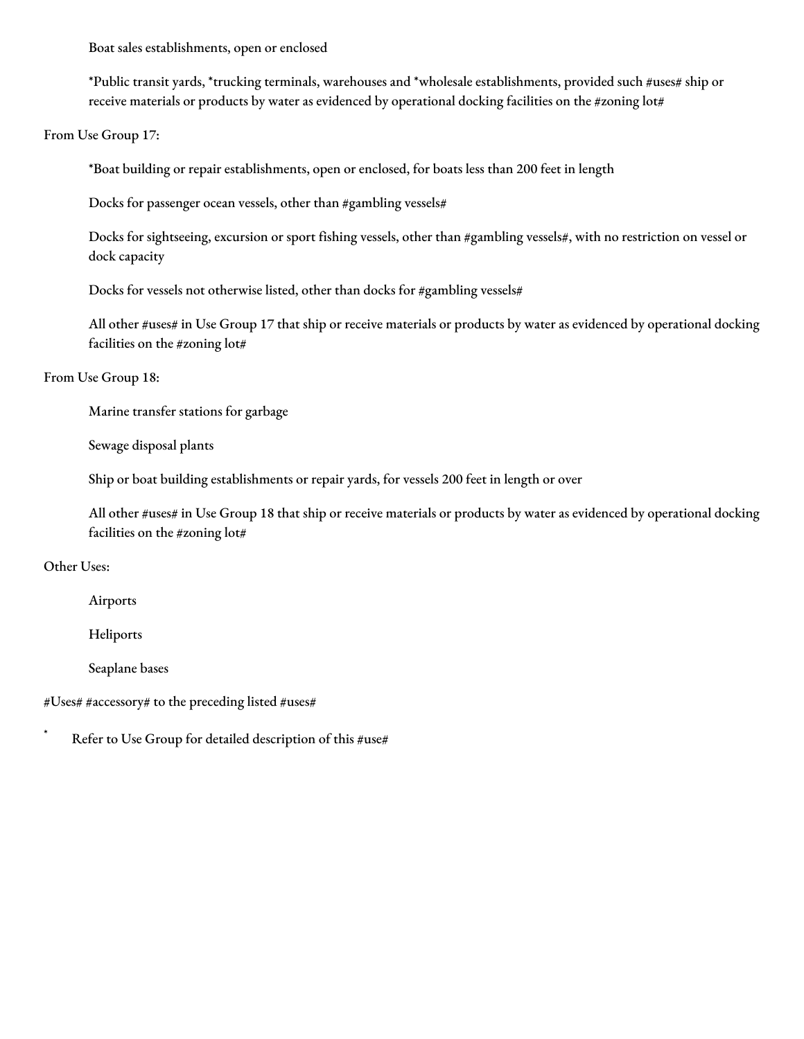Boat sales establishments, open or enclosed

*Public transit yards, *trucking terminals, warehouses and *wholesale establishments, provided such #uses# ship or receive materials or products by water as evidenced by operational docking facilities on the #zoning lot#

From Use Group 17:

*Boat building or repair establishments, open or enclosed, for boats less than 200 feet in length

Docks for passenger ocean vessels, other than #gambling vessels#

Docks for sightseeing, excursion or sport fishing vessels, other than #gambling vessels#, with no restriction on vessel or dock capacity

Docks for vessels not otherwise listed, other than docks for #gambling vessels#

All other #uses# in Use Group 17 that ship or receive materials or products by water as evidenced by operational docking facilities on the #zoning lot#

From Use Group 18:

Marine transfer stations for garbage

Sewage disposal plants

Ship or boat building establishments or repair yards, for vessels 200 feet in length or over

All other #uses# in Use Group 18 that ship or receive materials or products by water as evidenced by operational docking facilities on the #zoning lot#

Other Uses:

Airports

Heliports

Seaplane bases

#Uses# #accessory# to the preceding listed #uses#

* Refer to Use Group for detailed description of this #use#